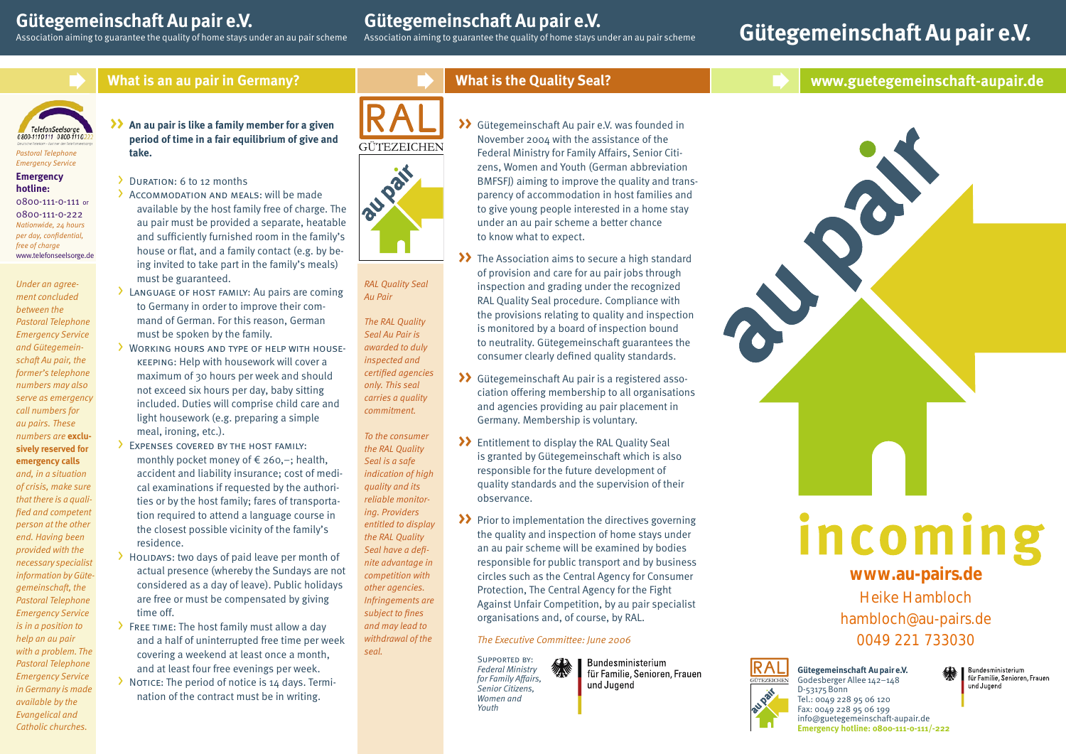# Gütegemeinschaft Au pair e.V.

Association aiming to guarantee the quality of home stays under an au pair scheme

## What is an au pair in Germany?

*Pastoral Telephone Emergency Service*

**Emergency hotline:**
0800-111-0-111 or
0800-111-0-222
*Nationwide, 24 hours per day, confidential, free of charge*
www.telefonseelsorge.de

*Under an agreement concluded between the Pastoral Telephone Emergency Service and Gütegemeinschaft Au pair, the former's telephone numbers may also serve as emergency call numbers for au pairs. These numbers are* ***exclusively reserved for emergency calls*** *and, in a situation of crisis, make sure that there is a qualified and competent person at the other end. Having been provided with the necessary specialist information by Gütegemeinschaft, the Pastoral Telephone Emergency Service is in a position to help an au pair with a problem. The Pastoral Telephone Emergency Service in Germany is made available by the Evangelical and Catholic churches.*

**An au pair is like a family member for a given period of time in a fair equilibrium of give and take.**

- Duration: 6 to 12 months
- Accommodation and meals: will be made available by the host family free of charge. The au pair must be provided a separate, heatable and sufficiently furnished room in the family's house or flat, and a family contact (e.g. by being invited to take part in the family's meals) must be guaranteed.
- Language of host family: Au pairs are coming to Germany in order to improve their command of German. For this reason, German must be spoken by the family.
- Working hours and type of help with housekeeping: Help with housework will cover a maximum of 30 hours per week and should not exceed six hours per day, baby sitting included. Duties will comprise child care and light housework (e.g. preparing a simple meal, ironing, etc.).
- Expenses covered by the host family: monthly pocket money of € 260,–; health, accident and liability insurance; cost of medical examinations if requested by the authorities or by the host family; fares of transportation required to attend a language course in the closest possible vicinity of the family's residence.
- Holidays: two days of paid leave per month of actual presence (whereby the Sundays are not considered as a day of leave). Public holidays are free or must be compensated by giving time off.
- Free time: The host family must allow a day and a half of uninterrupted free time per week covering a weekend at least once a month, and at least four free evenings per week.
- Notice: The period of notice is 14 days. Termination of the contract must be in writing.

# Gütegemeinschaft Au pair e.V.

Association aiming to guarantee the quality of home stays under an au pair scheme

## What is the Quality Seal?

RAL GÜTEZEICHEN

*RAL Quality Seal Au Pair*

*The RAL Quality Seal Au Pair is awarded to duly inspected and certified agencies only. This seal carries a quality commitment.*

*To the consumer the RAL Quality Seal is a safe indication of high quality and its reliable monitoring. Providers entitled to display the RAL Quality Seal have a definite advantage in competition with other agencies. Infringements are subject to fines and may lead to withdrawal of the seal.*

- Gütegemeinschaft Au pair e.V. was founded in November 2004 with the assistance of the Federal Ministry for Family Affairs, Senior Citizens, Women and Youth (German abbreviation BMFSFJ) aiming to improve the quality and transparency of accommodation in host families and to give young people interested in a home stay under an au pair scheme a better chance to know what to expect.
- The Association aims to secure a high standard of provision and care for au pair jobs through inspection and grading under the recognized RAL Quality Seal procedure. Compliance with the provisions relating to quality and inspection is monitored by a board of inspection bound to neutrality. Gütegemeinschaft guarantees the consumer clearly defined quality standards.
- Gütegemeinschaft Au pair is a registered association offering membership to all organisations and agencies providing au pair placement in Germany. Membership is voluntary.
- Entitlement to display the RAL Quality Seal is granted by Gütegemeinschaft which is also responsible for the future development of quality standards and the supervision of their observance.
- Prior to implementation the directives governing the quality and inspection of home stays under an au pair scheme will be examined by bodies responsible for public transport and by business circles such as the Central Agency for Consumer Protection, The Central Agency for the Fight Against Unfair Competition, by au pair specialist organisations and, of course, by RAL.

*The Executive Committee: June 2006*

Supported by:
*Federal Ministry for Family Affairs, Senior Citizens, Women and Youth*

Bundesministerium für Familie, Senioren, Frauen und Jugend

# Gütegemeinschaft Au pair e.V.

## www.guetegemeinschaft-aupair.de

au pair

incoming

**www.au-pairs.de**

Heike Hambloch
hambloch@au-pairs.de
0049 221 733030

**Gütegemeinschaft Au pair e.V.**
Godesberger Allee 142–148
D-53175 Bonn
Tel.: 0049 228 95 06 120
Fax: 0049 228 95 06 199
info@guetegemeinschaft-aupair.de
**Emergency hotline: 0800-111-0-111/-222**

Bundesministerium für Familie, Senioren, Frauen und Jugend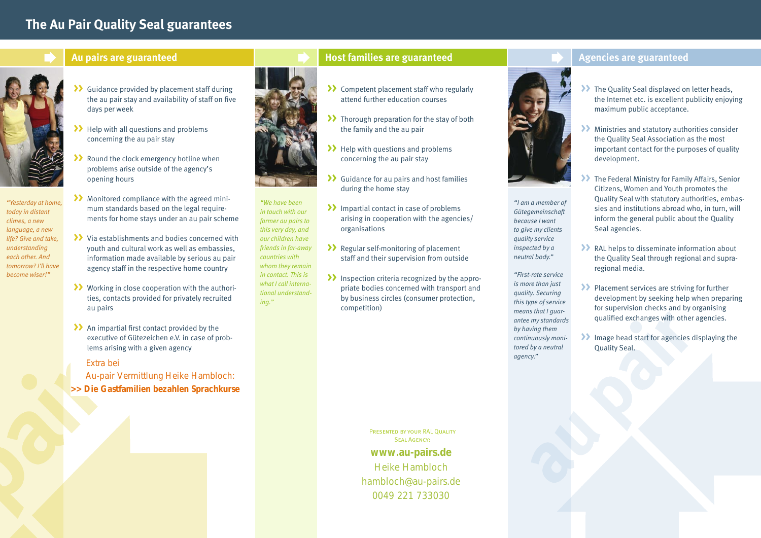# The Au Pair Quality Seal guarantees

## Au pairs are guaranteed

*"Yesterday at home, today in distant climes, a new language, a new life? Give and take, understanding each other. And tomorrow? I'll have become wiser!"*

- Guidance provided by placement staff during the au pair stay and availability of staff on five days per week
- Help with all questions and problems concerning the au pair stay
- Round the clock emergency hotline when problems arise outside of the agency's opening hours
- Monitored compliance with the agreed minimum standards based on the legal requirements for home stays under an au pair scheme
- Via establishments and bodies concerned with youth and cultural work as well as embassies, information made available by serious au pair agency staff in the respective home country
- Working in close cooperation with the authorities, contacts provided for privately recruited au pairs
- An impartial first contact provided by the executive of Gütezeichen e.V. in case of problems arising with a given agency

Extra bei
Au-pair Vermittlung Heike Hambloch:
**>> Die Gastfamilien bezahlen Sprachkurse**

## Host families are guaranteed

*"We have been in touch with our former au pairs to this very day, and our children have friends in far-away countries with whom they remain in contact. This is what I call international understanding."*

- Competent placement staff who regularly attend further education courses
- Thorough preparation for the stay of both the family and the au pair
- Help with questions and problems concerning the au pair stay
- Guidance for au pairs and host families during the home stay
- Impartial contact in case of problems arising in cooperation with the agencies/organisations
- Regular self-monitoring of placement staff and their supervision from outside
- Inspection criteria recognized by the appropriate bodies concerned with transport and by business circles (consumer protection, competition)

Presented by your RAL Quality Seal Agency:

**www.au-pairs.de**
Heike Hambloch
hambloch@au-pairs.de
0049 221 733030

## Agencies are guaranteed

*"I am a member of Gütegemeinschaft because I want to give my clients quality service inspected by a neutral body."*

*"First-rate service is more than just quality. Securing this type of service means that I guarantee my standards by having them continuously monitored by a neutral agency."*

- The Quality Seal displayed on letter heads, the Internet etc. is excellent publicity enjoying maximum public acceptance.
- Ministries and statutory authorities consider the Quality Seal Association as the most important contact for the purposes of quality development.
- The Federal Ministry for Family Affairs, Senior Citizens, Women and Youth promotes the Quality Seal with statutory authorities, embassies and institutions abroad who, in turn, will inform the general public about the Quality Seal agencies.
- RAL helps to disseminate information about the Quality Seal through regional and supra-regional media.
- Placement services are striving for further development by seeking help when preparing for supervision checks and by organising qualified exchanges with other agencies.
- Image head start for agencies displaying the Quality Seal.